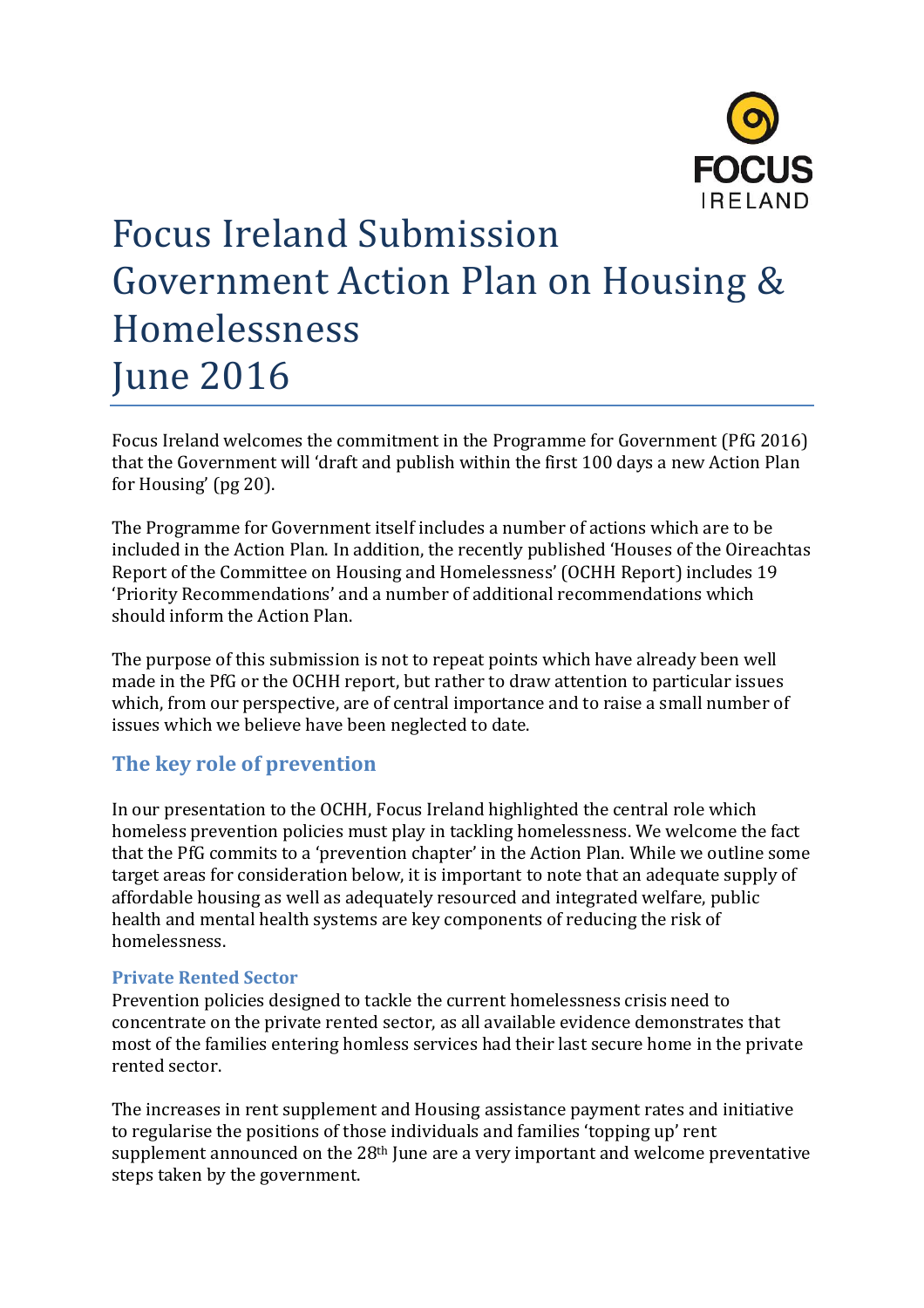# Focus Ireland Submission Government Action Plan on Housing & Homelessness June 2016

Focus Ireland welcomes the commitment in the Programme for Government (PfG 2016) that the Government will 'draft and publish within the first 100 days a new Action Plan for Housing' (pg 20).

The Programme for Government itself includes a number of actions which are to be included in the Action Plan. In addition, the recently published 'Houses of the Oireachtas Report of the Committee on Housing and Homelessness' (OCHH Report) includes 19 'Priority Recommendations' and a number of additional recommendations which should inform the Action Plan.

The purpose of this submission is not to repeat points which have already been well made in the PfG or the OCHH report, but rather to draw attention to particular issues which, from our perspective, are of central importance and to raise a small number of issues which we believe have been neglected to date.

## The key role of prevention

In our presentation to the OCHH, Focus Ireland highlighted the central role which homeless prevention policies must play in tackling homelessness. We welcome the fact that the PfG commits to a 'prevention chapter' in the Action Plan. While we outline some target areas for consideration below, it is important to note that an adequate supply of affordable housing as well as adequately resourced and integrated welfare, public health and mental health systems are key components of reducing the risk of homelessness.

### Private Rented Sector

Prevention policies designed to tackle the current homelessness crisis need to concentrate on the private rented sector, as all available evidence demonstrates that most of the families entering homless services had their last secure home in the private rented sector.

The increases in rent supplement and Housing assistance payment rates and initiative to regularise the positions of those individuals and families 'topping up' rent supplement announced on the 28th June are a very important and welcome preventative steps taken by the government.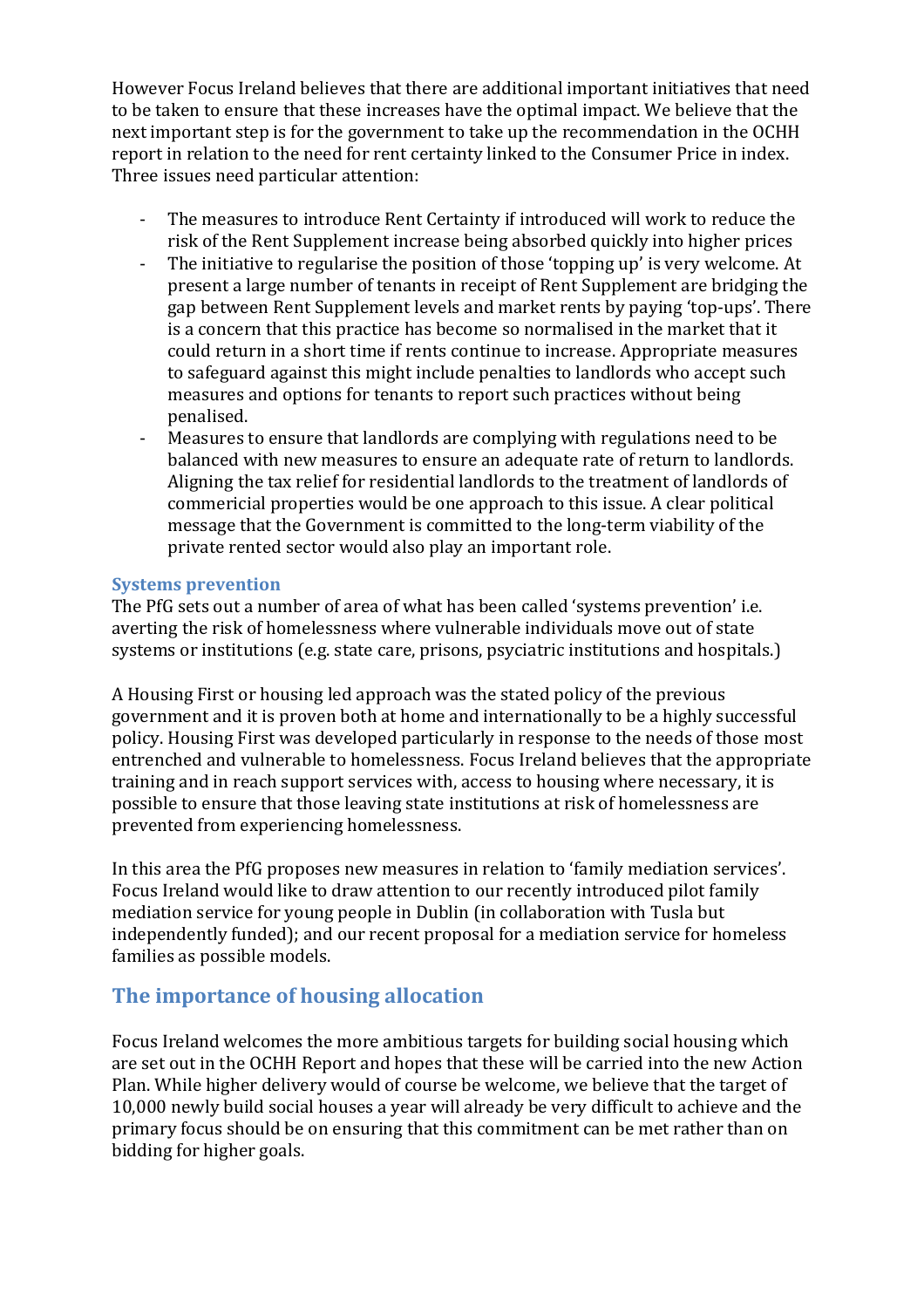However Focus Ireland believes that there are additional important initiatives that need to be taken to ensure that these increases have the optimal impact. We believe that the next important step is for the government to take up the recommendation in the OCHH report in relation to the need for rent certainty linked to the Consumer Price in index. Three issues need particular attention:

- The measures to introduce Rent Certainty if introduced will work to reduce the risk of the Rent Supplement increase being absorbed quickly into higher prices
- The initiative to regularise the position of those 'topping up' is very welcome. At present a large number of tenants in receipt of Rent Supplement are bridging the gap between Rent Supplement levels and market rents by paying 'top-ups'. There is a concern that this practice has become so normalised in the market that it could return in a short time if rents continue to increase. Appropriate measures to safeguard against this might include penalties to landlords who accept such measures and options for tenants to report such practices without being penalised.
- Measures to ensure that landlords are complying with regulations need to be balanced with new measures to ensure an adequate rate of return to landlords. Aligning the tax relief for residential landlords to the treatment of landlords of commericial properties would be one approach to this issue. A clear political message that the Government is committed to the long-term viability of the private rented sector would also play an important role.

### Systems prevention

The PfG sets out a number of area of what has been called 'systems prevention' i.e. averting the risk of homelessness where vulnerable individuals move out of state systems or institutions (e.g. state care, prisons, psyciatric institutions and hospitals.)

A Housing First or housing led approach was the stated policy of the previous government and it is proven both at home and internationally to be a highly successful policy. Housing First was developed particularly in response to the needs of those most entrenched and vulnerable to homelessness. Focus Ireland believes that the appropriate training and in reach support services with, access to housing where necessary, it is possible to ensure that those leaving state institutions at risk of homelessness are prevented from experiencing homelessness.

In this area the PfG proposes new measures in relation to 'family mediation services'. Focus Ireland would like to draw attention to our recently introduced pilot family mediation service for young people in Dublin (in collaboration with Tusla but independently funded); and our recent proposal for a mediation service for homeless families as possible models.

## The importance of housing allocation

Focus Ireland welcomes the more ambitious targets for building social housing which are set out in the OCHH Report and hopes that these will be carried into the new Action Plan. While higher delivery would of course be welcome, we believe that the target of 10,000 newly build social houses a year will already be very difficult to achieve and the primary focus should be on ensuring that this commitment can be met rather than on bidding for higher goals.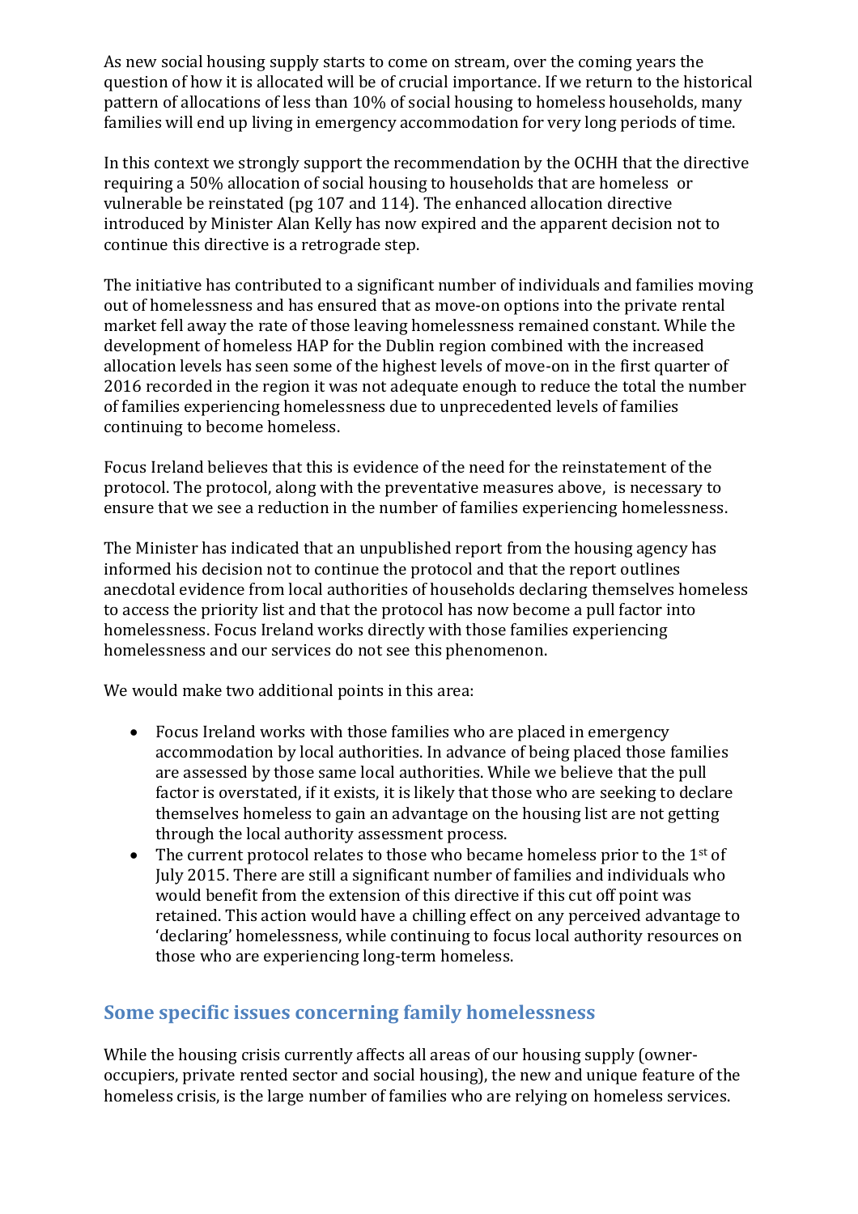As new social housing supply starts to come on stream, over the coming years the question of how it is allocated will be of crucial importance. If we return to the historical pattern of allocations of less than 10% of social housing to homeless households, many families will end up living in emergency accommodation for very long periods of time.

In this context we strongly support the recommendation by the OCHH that the directive requiring a 50% allocation of social housing to households that are homeless or vulnerable be reinstated (pg 107 and 114). The enhanced allocation directive introduced by Minister Alan Kelly has now expired and the apparent decision not to continue this directive is a retrograde step.

The initiative has contributed to a significant number of individuals and families moving out of homelessness and has ensured that as move-on options into the private rental market fell away the rate of those leaving homelessness remained constant. While the development of homeless HAP for the Dublin region combined with the increased allocation levels has seen some of the highest levels of move-on in the first quarter of 2016 recorded in the region it was not adequate enough to reduce the total the number of families experiencing homelessness due to unprecedented levels of families continuing to become homeless.

Focus Ireland believes that this is evidence of the need for the reinstatement of the protocol. The protocol, along with the preventative measures above, is necessary to ensure that we see a reduction in the number of families experiencing homelessness.

The Minister has indicated that an unpublished report from the housing agency has informed his decision not to continue the protocol and that the report outlines anecdotal evidence from local authorities of households declaring themselves homeless to access the priority list and that the protocol has now become a pull factor into homelessness. Focus Ireland works directly with those families experiencing homelessness and our services do not see this phenomenon.

We would make two additional points in this area:

- Focus Ireland works with those families who are placed in emergency accommodation by local authorities. In advance of being placed those families are assessed by those same local authorities. While we believe that the pull factor is overstated, if it exists, it is likely that those who are seeking to declare themselves homeless to gain an advantage on the housing list are not getting through the local authority assessment process.
- The current protocol relates to those who became homeless prior to the 1st of July 2015. There are still a significant number of families and individuals who would benefit from the extension of this directive if this cut off point was retained. This action would have a chilling effect on any perceived advantage to 'declaring' homelessness, while continuing to focus local authority resources on those who are experiencing long-term homeless.

## Some specific issues concerning family homelessness

While the housing crisis currently affects all areas of our housing supply (owner-occupiers, private rented sector and social housing), the new and unique feature of the homeless crisis, is the large number of families who are relying on homeless services.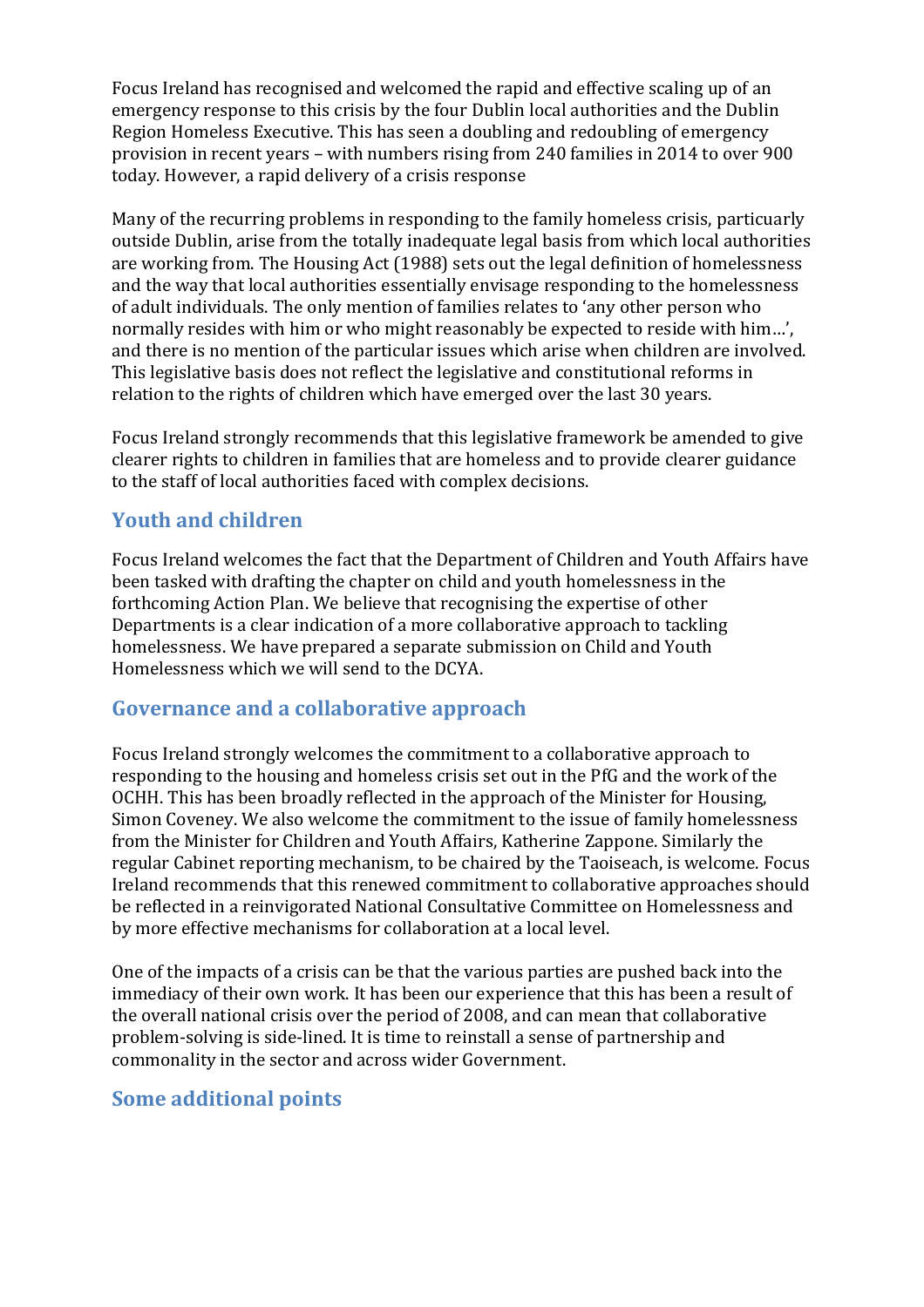Focus Ireland has recognised and welcomed the rapid and effective scaling up of an emergency response to this crisis by the four Dublin local authorities and the Dublin Region Homeless Executive. This has seen a doubling and redoubling of emergency provision in recent years – with numbers rising from 240 families in 2014 to over 900 today. However, a rapid delivery of a crisis response

Many of the recurring problems in responding to the family homeless crisis, particuarly outside Dublin, arise from the totally inadequate legal basis from which local authorities are working from. The Housing Act (1988) sets out the legal definition of homelessness and the way that local authorities essentially envisage responding to the homelessness of adult individuals. The only mention of families relates to 'any other person who normally resides with him or who might reasonably be expected to reside with him…', and there is no mention of the particular issues which arise when children are involved. This legislative basis does not reflect the legislative and constitutional reforms in relation to the rights of children which have emerged over the last 30 years.

Focus Ireland strongly recommends that this legislative framework be amended to give clearer rights to children in families that are homeless and to provide clearer guidance to the staff of local authorities faced with complex decisions.

## Youth and children

Focus Ireland welcomes the fact that the Department of Children and Youth Affairs have been tasked with drafting the chapter on child and youth homelessness in the forthcoming Action Plan. We believe that recognising the expertise of other Departments is a clear indication of a more collaborative approach to tackling homelessness. We have prepared a separate submission on Child and Youth Homelessness which we will send to the DCYA.

## Governance and a collaborative approach

Focus Ireland strongly welcomes the commitment to a collaborative approach to responding to the housing and homeless crisis set out in the PfG and the work of the OCHH. This has been broadly reflected in the approach of the Minister for Housing, Simon Coveney. We also welcome the commitment to the issue of family homelessness from the Minister for Children and Youth Affairs, Katherine Zappone. Similarly the regular Cabinet reporting mechanism, to be chaired by the Taoiseach, is welcome. Focus Ireland recommends that this renewed commitment to collaborative approaches should be reflected in a reinvigorated National Consultative Committee on Homelessness and by more effective mechanisms for collaboration at a local level.

One of the impacts of a crisis can be that the various parties are pushed back into the immediacy of their own work. It has been our experience that this has been a result of the overall national crisis over the period of 2008, and can mean that collaborative problem-solving is side-lined. It is time to reinstall a sense of partnership and commonality in the sector and across wider Government.

## Some additional points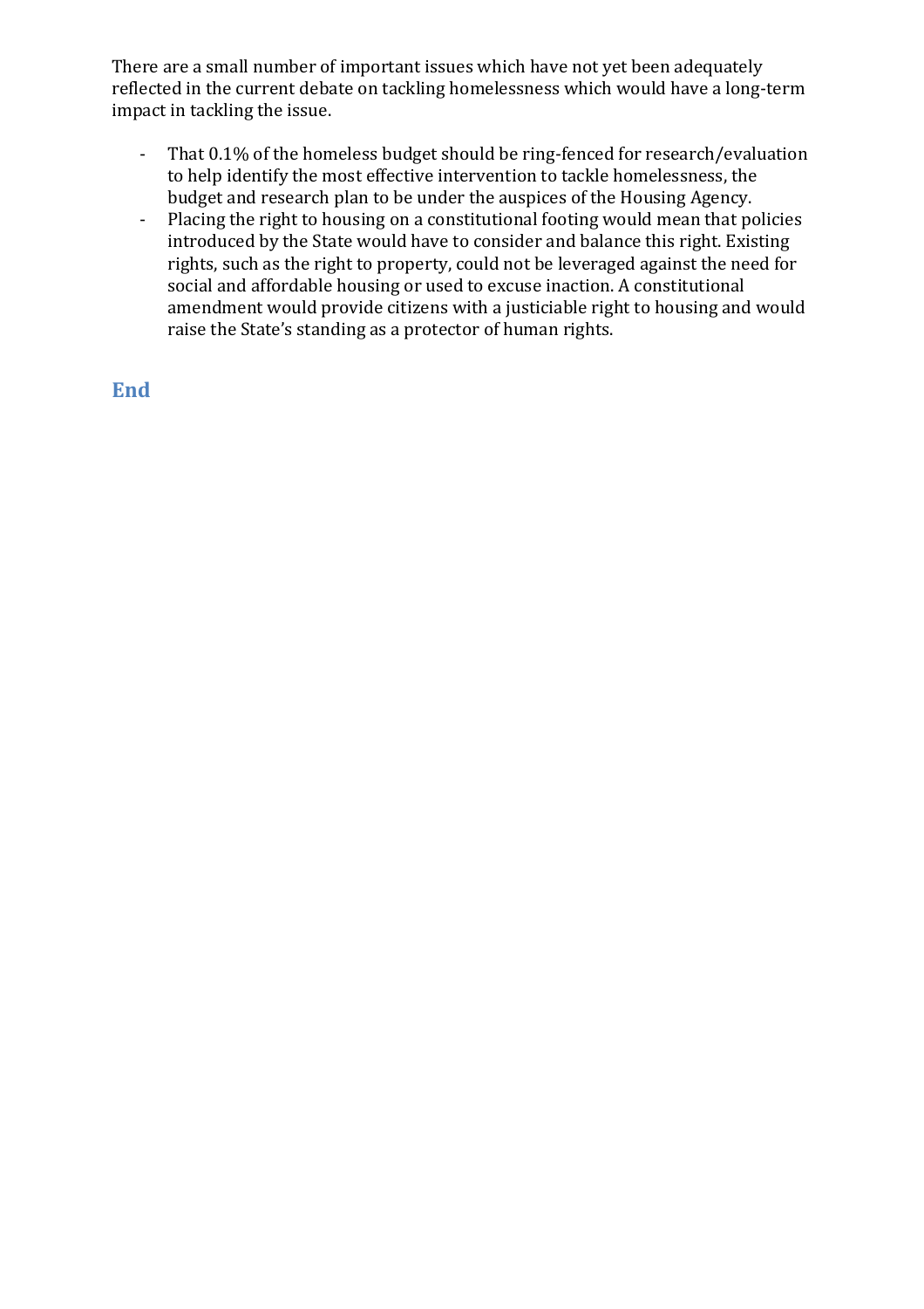There are a small number of important issues which have not yet been adequately reflected in the current debate on tackling homelessness which would have a long-term impact in tackling the issue.

- That 0.1% of the homeless budget should be ring-fenced for research/evaluation to help identify the most effective intervention to tackle homelessness, the budget and research plan to be under the auspices of the Housing Agency.
- Placing the right to housing on a constitutional footing would mean that policies introduced by the State would have to consider and balance this right. Existing rights, such as the right to property, could not be leveraged against the need for social and affordable housing or used to excuse inaction. A constitutional amendment would provide citizens with a justiciable right to housing and would raise the State's standing as a protector of human rights.

## End